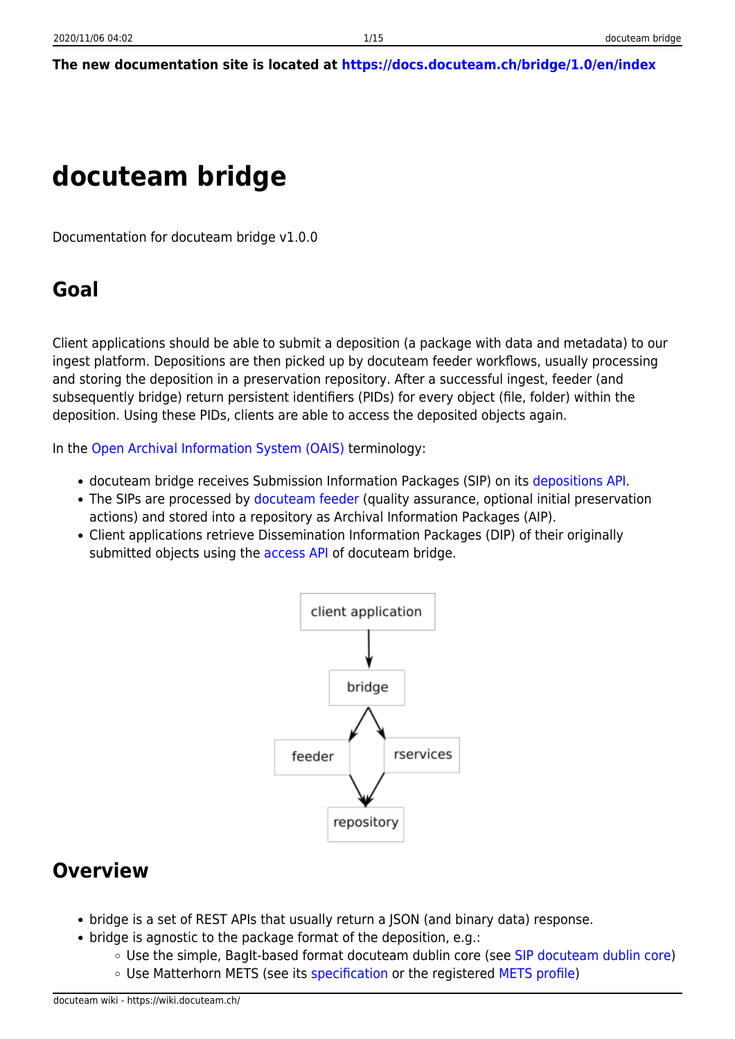**The new documentation site is located at https://docs.docuteam.ch/bridge/1.0/en/index**

# docuteam bridge

Documentation for docuteam bridge v1.0.0

## Goal

Client applications should be able to submit a deposition (a package with data and metadata) to our ingest platform. Depositions are then picked up by docuteam feeder workflows, usually processing and storing the deposition in a preservation repository. After a successful ingest, feeder (and subsequently bridge) return persistent identifiers (PIDs) for every object (file, folder) within the deposition. Using these PIDs, clients are able to access the deposited objects again.

In the Open Archival Information System (OAIS) terminology:

- docuteam bridge receives Submission Information Packages (SIP) on its depositions API.
- The SIPs are processed by docuteam feeder (quality assurance, optional initial preservation actions) and stored into a repository as Archival Information Packages (AIP).
- Client applications retrieve Dissemination Information Packages (DIP) of their originally submitted objects using the access API of docuteam bridge.

```
client application
        |
        v
      bridge
     /      \
    v        v
 feeder   rservices
     \      /
      v    v
   repository
```

## Overview

- bridge is a set of REST APIs that usually return a JSON (and binary data) response.
- bridge is agnostic to the package format of the deposition, e.g.:
  - Use the simple, BagIt-based format docuteam dublin core (see SIP docuteam dublin core)
  - Use Matterhorn METS (see its specification or the registered METS profile)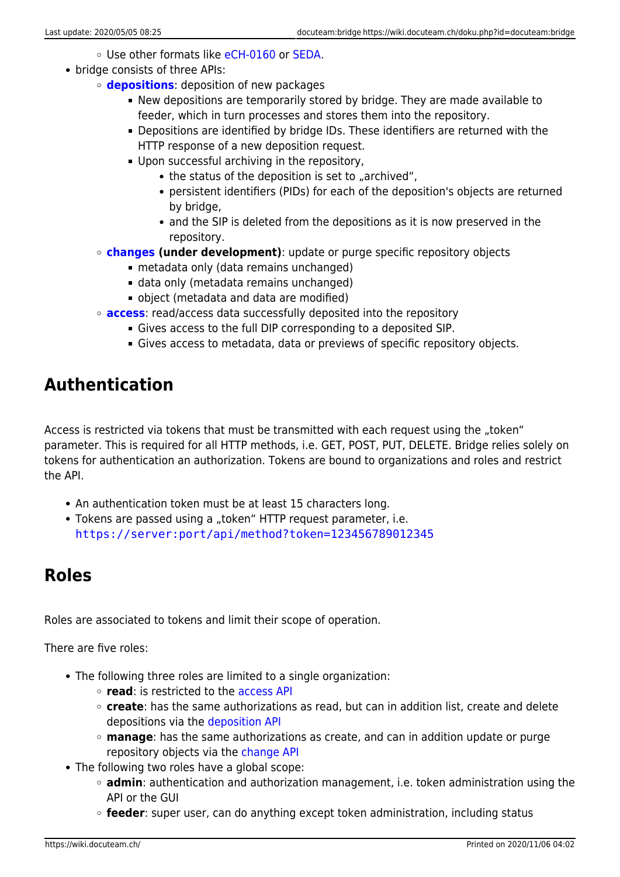- Use other formats like eCH-0160 or SEDA.
- bridge consists of three APIs:
  - **depositions**: deposition of new packages
    - New depositions are temporarily stored by bridge. They are made available to feeder, which in turn processes and stores them into the repository.
    - Depositions are identified by bridge IDs. These identifiers are returned with the HTTP response of a new deposition request.
    - Upon successful archiving in the repository,
      - the status of the deposition is set to „archived“,
      - persistent identifiers (PIDs) for each of the deposition's objects are returned by bridge,
      - and the SIP is deleted from the depositions as it is now preserved in the repository.
  - **changes (under development)**: update or purge specific repository objects
    - metadata only (data remains unchanged)
    - data only (metadata remains unchanged)
    - object (metadata and data are modified)
  - **access**: read/access data successfully deposited into the repository
    - Gives access to the full DIP corresponding to a deposited SIP.
    - Gives access to metadata, data or previews of specific repository objects.

## Authentication

Access is restricted via tokens that must be transmitted with each request using the „token“ parameter. This is required for all HTTP methods, i.e. GET, POST, PUT, DELETE. Bridge relies solely on tokens for authentication an authorization. Tokens are bound to organizations and roles and restrict the API.

- An authentication token must be at least 15 characters long.
- Tokens are passed using a „token“ HTTP request parameter, i.e. `https://server:port/api/method?token=123456789012345`

## Roles

Roles are associated to tokens and limit their scope of operation.

There are five roles:

- The following three roles are limited to a single organization:
  - **read**: is restricted to the access API
  - **create**: has the same authorizations as read, but can in addition list, create and delete depositions via the deposition API
  - **manage**: has the same authorizations as create, and can in addition update or purge repository objects via the change API
- The following two roles have a global scope:
  - **admin**: authentication and authorization management, i.e. token administration using the API or the GUI
  - **feeder**: super user, can do anything except token administration, including status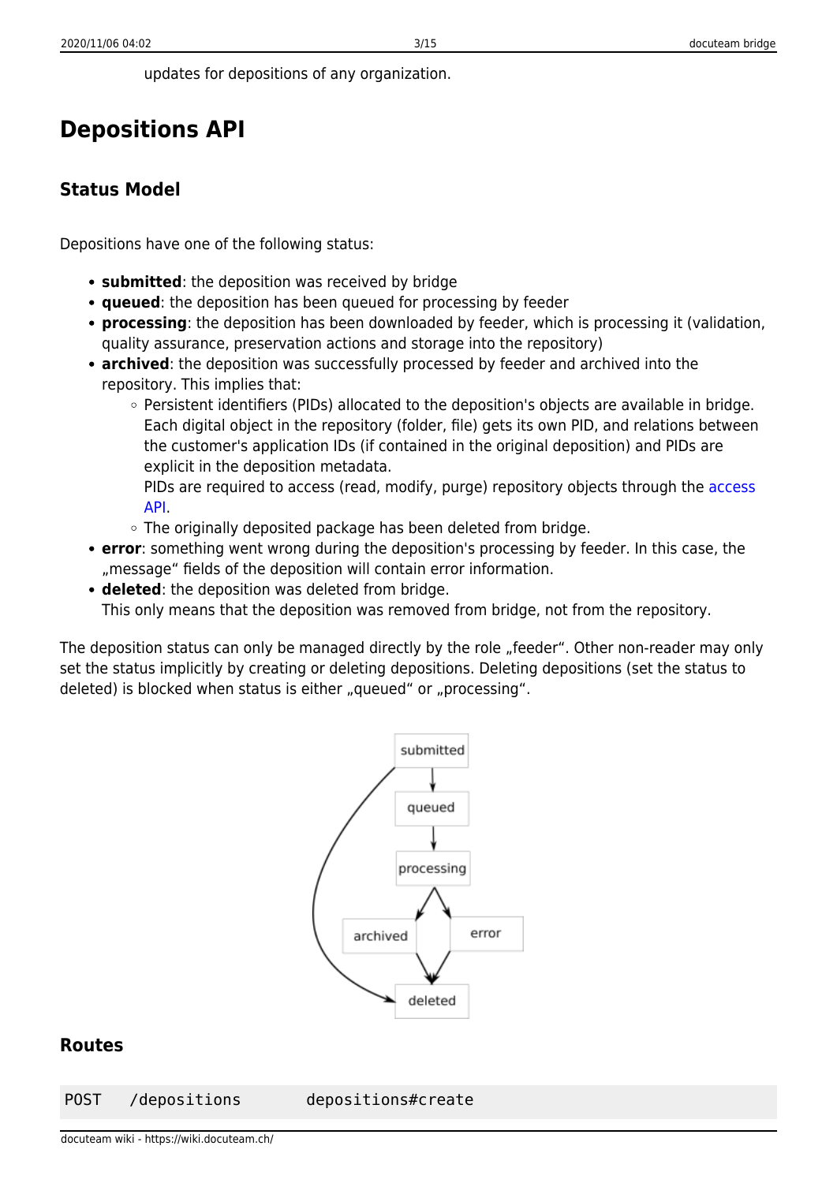updates for depositions of any organization.

## Depositions API

### Status Model

Depositions have one of the following status:

- **submitted**: the deposition was received by bridge
- **queued**: the deposition has been queued for processing by feeder
- **processing**: the deposition has been downloaded by feeder, which is processing it (validation, quality assurance, preservation actions and storage into the repository)
- **archived**: the deposition was successfully processed by feeder and archived into the repository. This implies that:
    - Persistent identifiers (PIDs) allocated to the deposition's objects are available in bridge. Each digital object in the repository (folder, file) gets its own PID, and relations between the customer's application IDs (if contained in the original deposition) and PIDs are explicit in the deposition metadata.
      PIDs are required to access (read, modify, purge) repository objects through the access API.
    - The originally deposited package has been deleted from bridge.
- **error**: something went wrong during the deposition's processing by feeder. In this case, the „message“ fields of the deposition will contain error information.
- **deleted**: the deposition was deleted from bridge.
  This only means that the deposition was removed from bridge, not from the repository.

The deposition status can only be managed directly by the role „feeder“. Other non-reader may only set the status implicitly by creating or deleting depositions. Deleting depositions (set the status to deleted) is blocked when status is either „queued“ or „processing“.

### Routes

```
POST   /depositions        depositions#create
```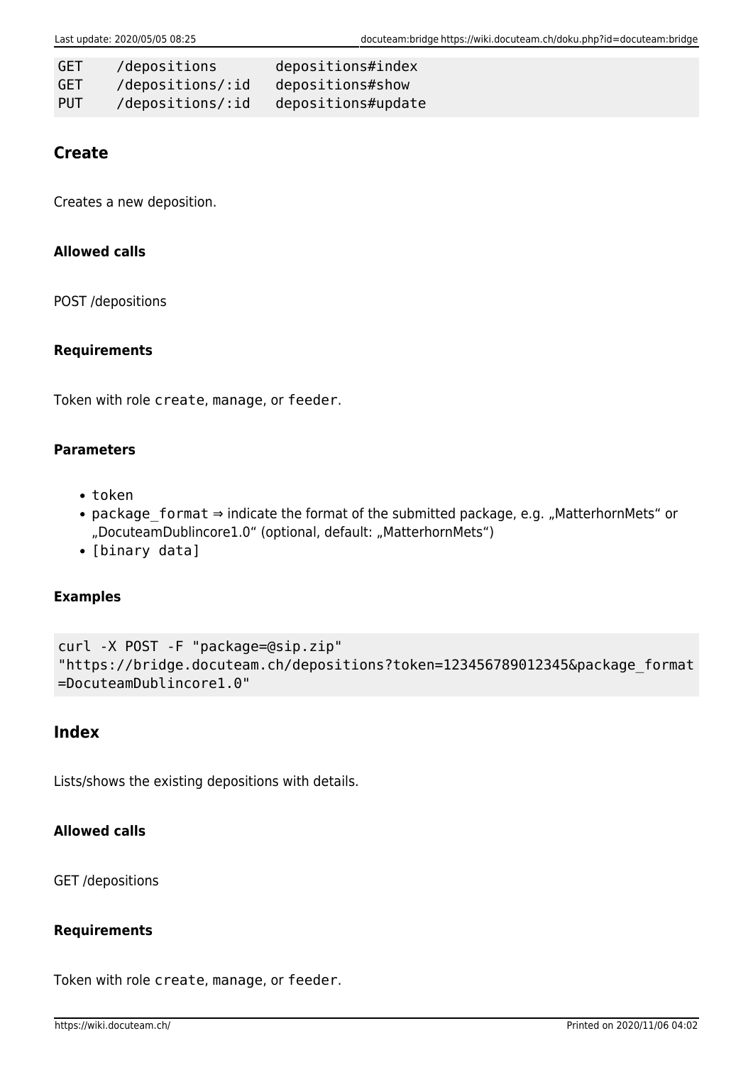```
GET    /depositions       depositions#index
GET    /depositions/:id   depositions#show
PUT    /depositions/:id   depositions#update
```

## Create

Creates a new deposition.

#### Allowed calls

POST /depositions

#### Requirements

Token with role `create`, `manage`, or `feeder`.

#### Parameters

- `token`
- `package_format` ⇒ indicate the format of the submitted package, e.g. „MatterhornMets“ or „DocuteamDublincore1.0“ (optional, default: „MatterhornMets“)
- `[binary data]`

#### Examples

```
curl -X POST -F "package=@sip.zip"
"https://bridge.docuteam.ch/depositions?token=123456789012345&package_format
=DocuteamDublincore1.0"
```

## Index

Lists/shows the existing depositions with details.

#### Allowed calls

GET /depositions

#### Requirements

Token with role `create`, `manage`, or `feeder`.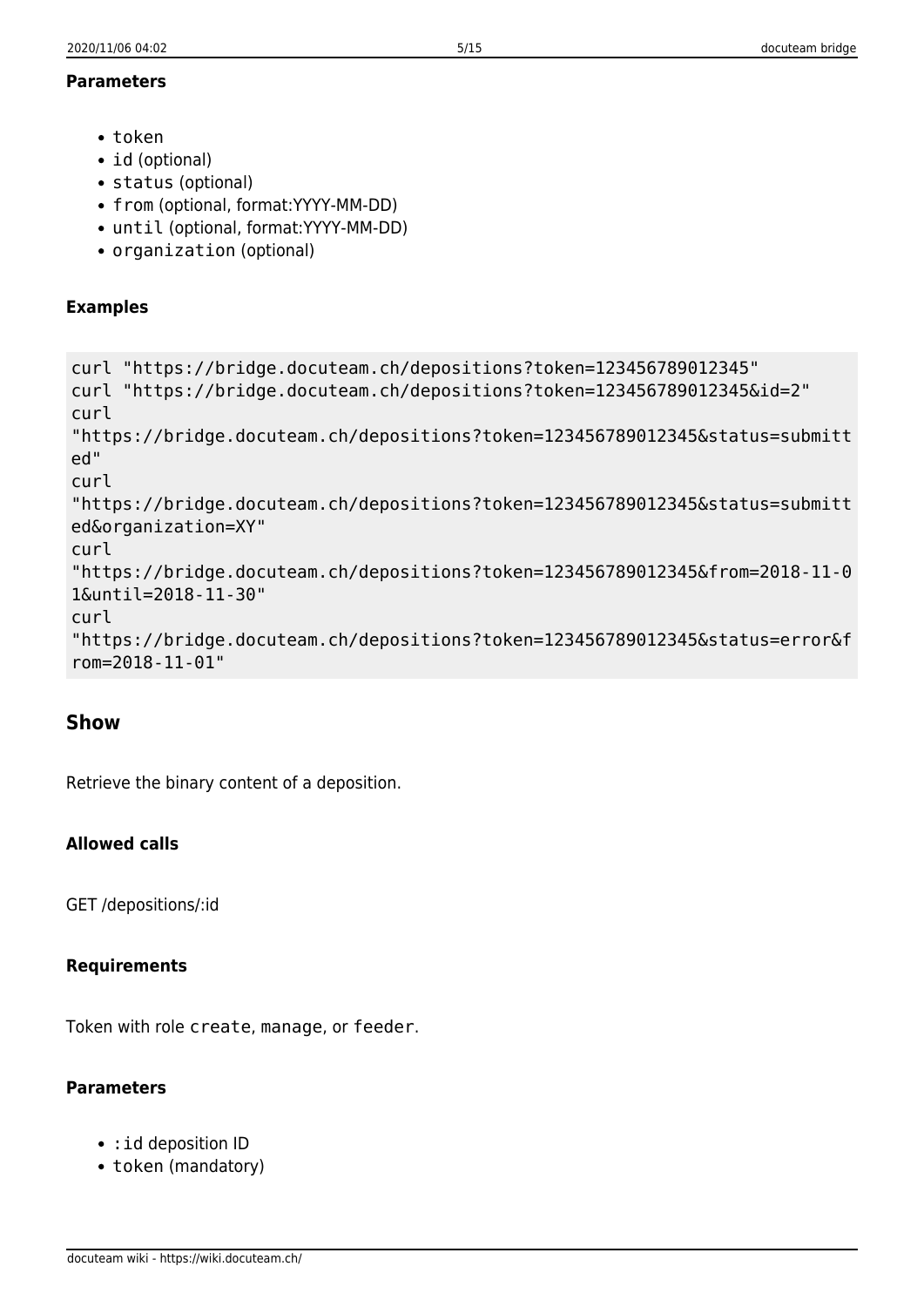#### Parameters

- `token`
- `id` (optional)
- `status` (optional)
- `from` (optional, format:YYYY-MM-DD)
- `until` (optional, format:YYYY-MM-DD)
- `organization` (optional)

#### Examples

```
curl "https://bridge.docuteam.ch/depositions?token=123456789012345"
curl "https://bridge.docuteam.ch/depositions?token=123456789012345&id=2"
curl
"https://bridge.docuteam.ch/depositions?token=123456789012345&status=submitted"
curl
"https://bridge.docuteam.ch/depositions?token=123456789012345&status=submitted&organization=XY"
curl
"https://bridge.docuteam.ch/depositions?token=123456789012345&from=2018-11-01&until=2018-11-30"
curl
"https://bridge.docuteam.ch/depositions?token=123456789012345&status=error&from=2018-11-01"
```

### Show

Retrieve the binary content of a deposition.

#### Allowed calls

GET /depositions/:id

#### Requirements

Token with role `create`, `manage`, or `feeder`.

#### Parameters

- `:id` deposition ID
- `token` (mandatory)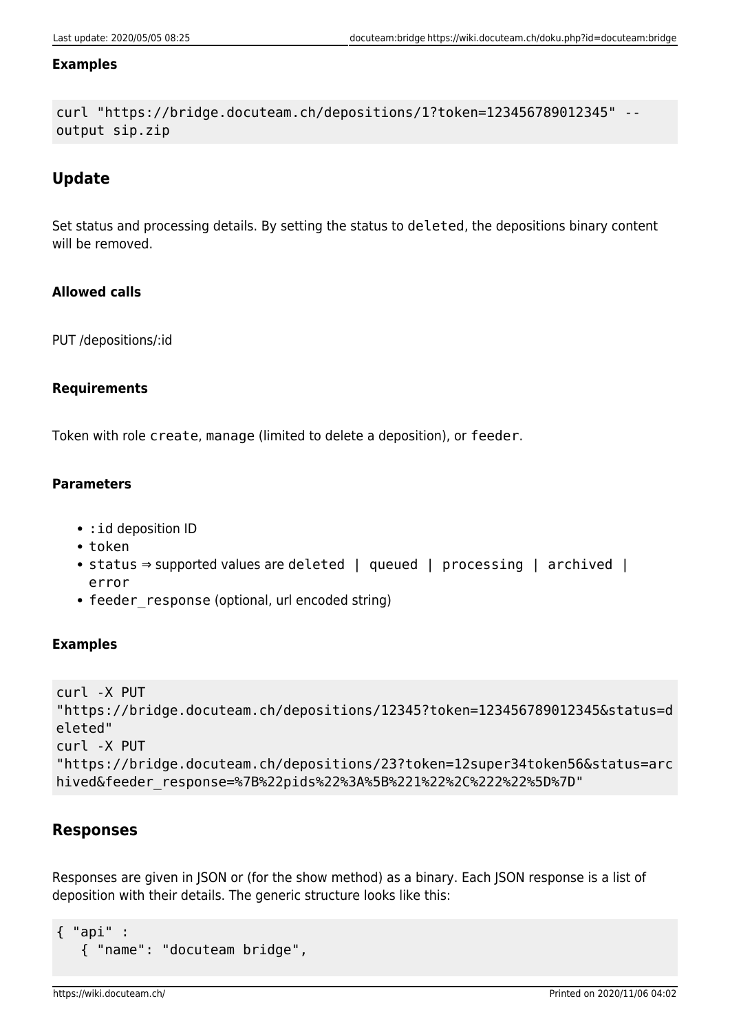#### Examples

```
curl "https://bridge.docuteam.ch/depositions/1?token=123456789012345" --output sip.zip
```

### Update

Set status and processing details. By setting the status to `deleted`, the depositions binary content will be removed.

#### Allowed calls

PUT /depositions/:id

#### Requirements

Token with role `create`, `manage` (limited to delete a deposition), or `feeder`.

#### Parameters

- `:id` deposition ID
- `token`
- `status` ⇒ supported values are `deleted | queued | processing | archived | error`
- `feeder_response` (optional, url encoded string)

#### Examples

```
curl -X PUT
"https://bridge.docuteam.ch/depositions/12345?token=123456789012345&status=deleted"
curl -X PUT
"https://bridge.docuteam.ch/depositions/23?token=12super34token56&status=archived&feeder_response=%7B%22pids%22%3A%5B%221%22%2C%222%22%5D%7D"
```

## Responses

Responses are given in JSON or (for the show method) as a binary. Each JSON response is a list of deposition with their details. The generic structure looks like this:

```
{ "api" :
   { "name": "docuteam bridge",
```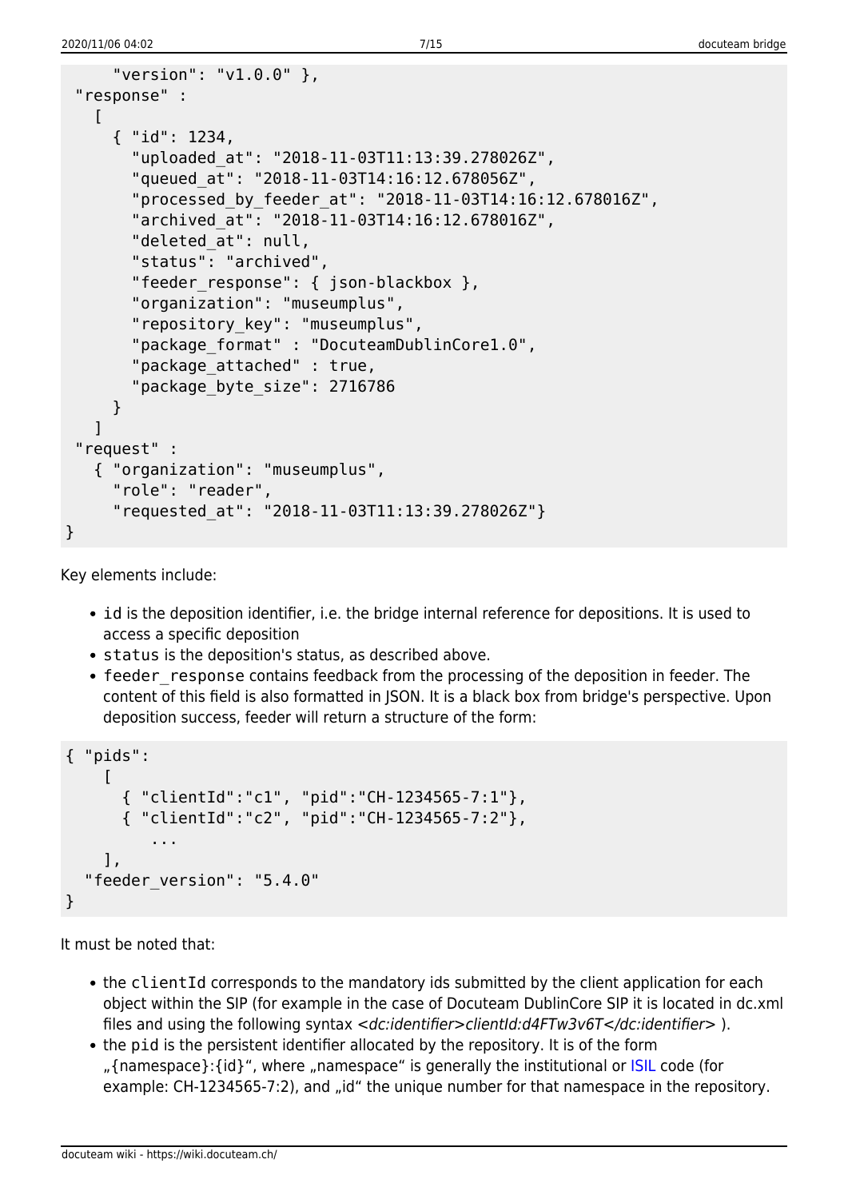```
    "version": "v1.0.0" },
 "response" :
   [
     { "id": 1234,
       "uploaded_at": "2018-11-03T11:13:39.278026Z",
       "queued_at": "2018-11-03T14:16:12.678056Z",
       "processed_by_feeder_at": "2018-11-03T14:16:12.678016Z",
       "archived_at": "2018-11-03T14:16:12.678016Z",
       "deleted_at": null,
       "status": "archived",
       "feeder_response": { json-blackbox },
       "organization": "museumplus",
       "repository_key": "museumplus",
       "package_format" : "DocuteamDublinCore1.0",
       "package_attached" : true,
       "package_byte_size": 2716786
     }
   ]
 "request" :
   { "organization": "museumplus",
     "role": "reader",
     "requested_at": "2018-11-03T11:13:39.278026Z"}
}
```

Key elements include:

- `id` is the deposition identifier, i.e. the bridge internal reference for depositions. It is used to access a specific deposition
- `status` is the deposition's status, as described above.
- `feeder_response` contains feedback from the processing of the deposition in feeder. The content of this field is also formatted in JSON. It is a black box from bridge's perspective. Upon deposition success, feeder will return a structure of the form:

```
{ "pids":
    [
      { "clientId":"c1", "pid":"CH-1234565-7:1"},
      { "clientId":"c2", "pid":"CH-1234565-7:2"},
          ...
    ],
  "feeder_version": "5.4.0"
}
```

It must be noted that:

- the `clientId` corresponds to the mandatory ids submitted by the client application for each object within the SIP (for example in the case of Docuteam DublinCore SIP it is located in dc.xml files and using the following syntax *<dc:identifier>clientId:d4FTw3v6T</dc:identifier>* ).
- the `pid` is the persistent identifier allocated by the repository. It is of the form „{namespace}:{id}“, where „namespace“ is generally the institutional or ISIL code (for example: CH-1234565-7:2), and „id“ the unique number for that namespace in the repository.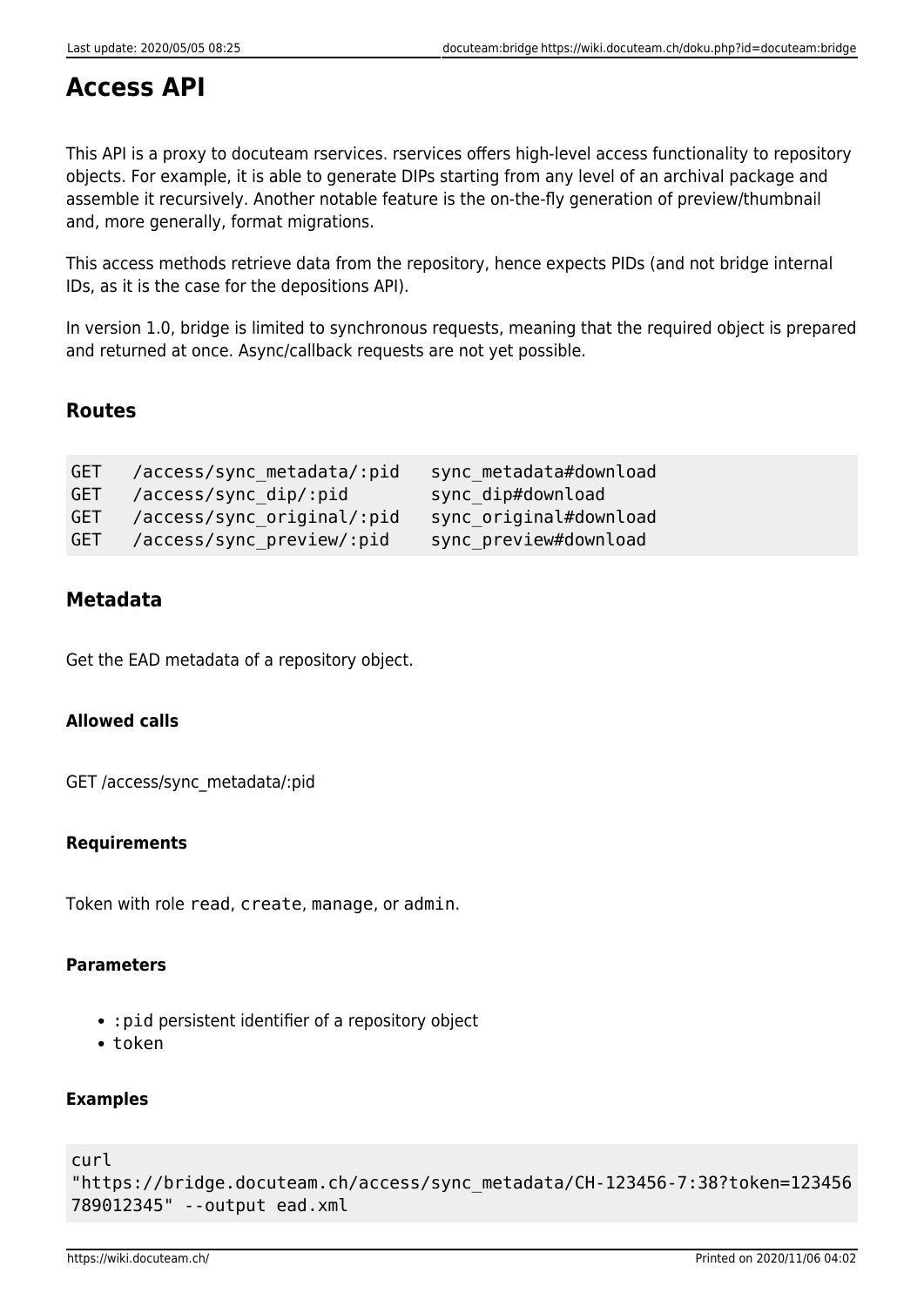# Access API

This API is a proxy to docuteam rservices. rservices offers high-level access functionality to repository objects. For example, it is able to generate DIPs starting from any level of an archival package and assemble it recursively. Another notable feature is the on-the-fly generation of preview/thumbnail and, more generally, format migrations.

This access methods retrieve data from the repository, hence expects PIDs (and not bridge internal IDs, as it is the case for the depositions API).

In version 1.0, bridge is limited to synchronous requests, meaning that the required object is prepared and returned at once. Async/callback requests are not yet possible.

## Routes

```
GET   /access/sync_metadata/:pid   sync_metadata#download
GET   /access/sync_dip/:pid        sync_dip#download
GET   /access/sync_original/:pid   sync_original#download
GET   /access/sync_preview/:pid    sync_preview#download
```

## Metadata

Get the EAD metadata of a repository object.

#### Allowed calls

GET /access/sync_metadata/:pid

#### Requirements

Token with role `read`, `create`, `manage`, or `admin`.

#### Parameters

- `:pid` persistent identifier of a repository object
- `token`

#### Examples

```
curl
"https://bridge.docuteam.ch/access/sync_metadata/CH-123456-7:38?token=123456789012345" --output ead.xml
```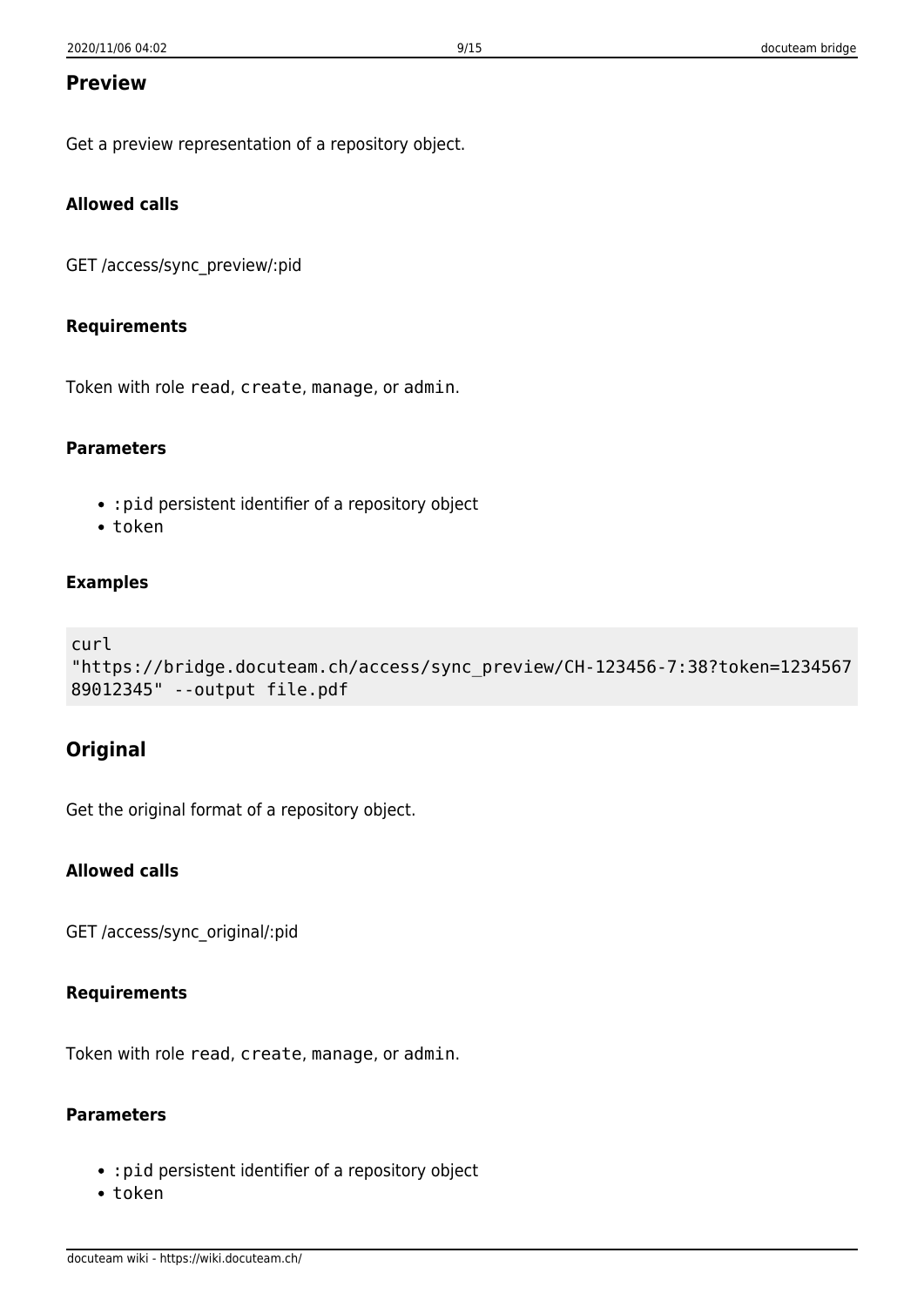## Preview

Get a preview representation of a repository object.

### Allowed calls

GET /access/sync_preview/:pid

### Requirements

Token with role read, `create`, manage, or `admin`.

### Parameters

- `:pid` persistent identifier of a repository object
- `token`

### Examples

```
curl
"https://bridge.docuteam.ch/access/sync_preview/CH-123456-7:38?token=123456789012345" --output file.pdf
```

## Original

Get the original format of a repository object.

### Allowed calls

GET /access/sync_original/:pid

### Requirements

Token with role read, `create`, manage, or `admin`.

### Parameters

- `:pid` persistent identifier of a repository object
- `token`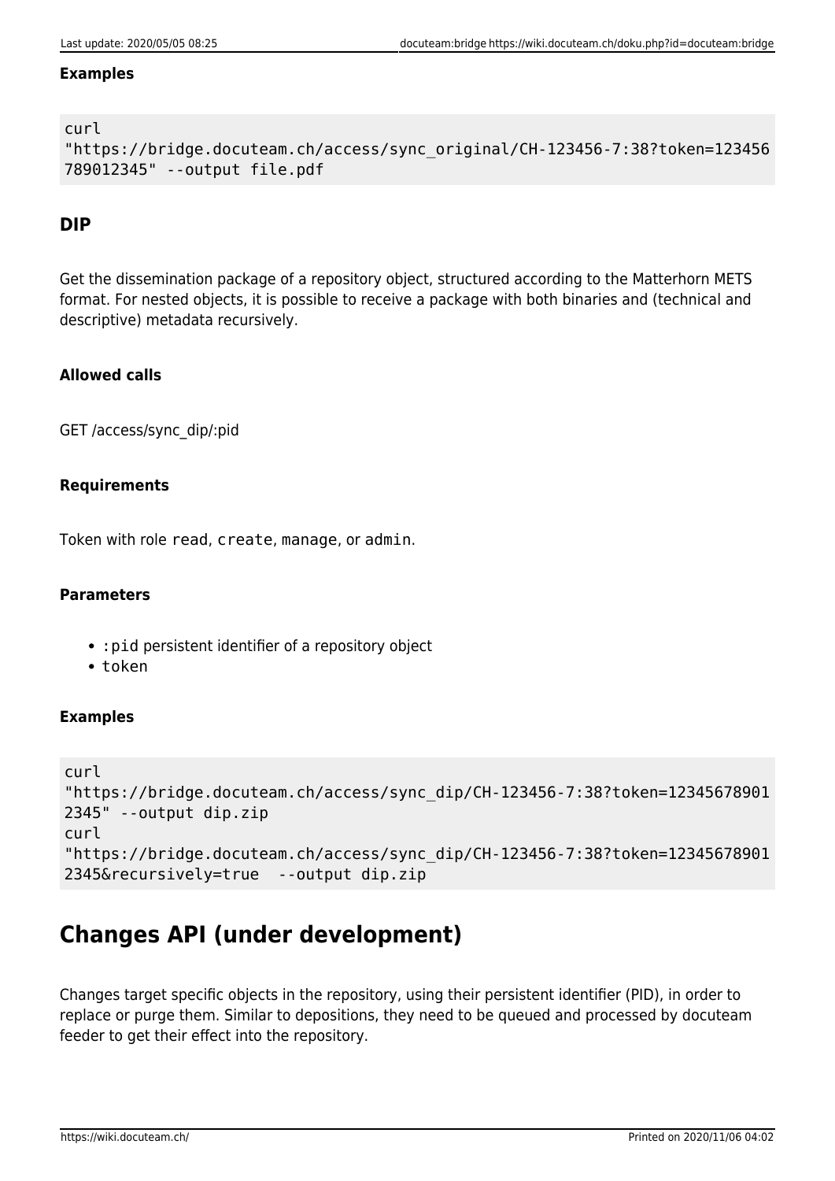#### Examples

```
curl
"https://bridge.docuteam.ch/access/sync_original/CH-123456-7:38?token=123456789012345" --output file.pdf
```

### DIP

Get the dissemination package of a repository object, structured according to the Matterhorn METS format. For nested objects, it is possible to receive a package with both binaries and (technical and descriptive) metadata recursively.

#### Allowed calls

GET /access/sync_dip/:pid

#### Requirements

Token with role `read`, `create`, `manage`, or `admin`.

#### Parameters

- `:pid` persistent identifier of a repository object
- `token`

#### Examples

```
curl
"https://bridge.docuteam.ch/access/sync_dip/CH-123456-7:38?token=123456789012345" --output dip.zip
curl
"https://bridge.docuteam.ch/access/sync_dip/CH-123456-7:38?token=123456789012345&recursively=true  --output dip.zip
```

## Changes API (under development)

Changes target specific objects in the repository, using their persistent identifier (PID), in order to replace or purge them. Similar to depositions, they need to be queued and processed by docuteam feeder to get their effect into the repository.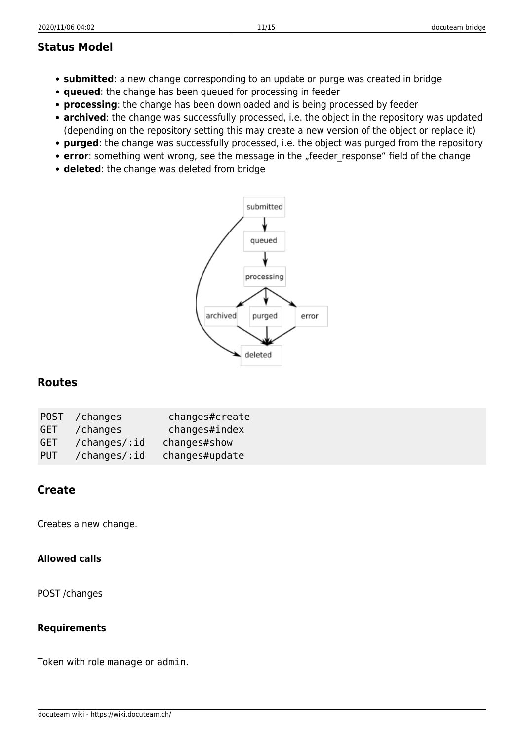### Status Model

- **submitted**: a new change corresponding to an update or purge was created in bridge
- **queued**: the change has been queued for processing in feeder
- **processing**: the change has been downloaded and is being processed by feeder
- **archived**: the change was successfully processed, i.e. the object in the repository was updated (depending on the repository setting this may create a new version of the object or replace it)
- **purged**: the change was successfully processed, i.e. the object was purged from the repository
- **error**: something went wrong, see the message in the „feeder_response“ field of the change
- **deleted**: the change was deleted from bridge

## Routes

```
POST  /changes        changes#create
GET   /changes        changes#index
GET   /changes/:id   changes#show
PUT   /changes/:id   changes#update
```

## Create

Creates a new change.

#### Allowed calls

POST /changes

#### Requirements

Token with role `manage` or `admin`.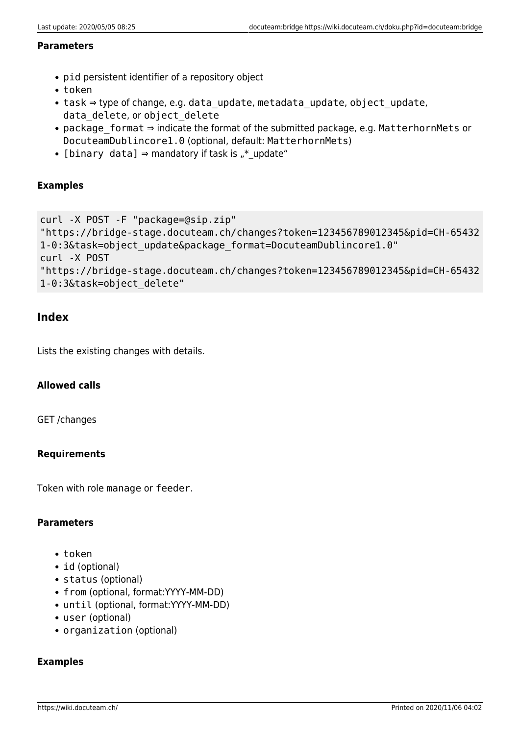#### Parameters

- `pid` persistent identifier of a repository object
- `token`
- `task` ⇒ type of change, e.g. `data_update`, `metadata_update`, `object_update`, `data_delete`, or `object_delete`
- `package_format` ⇒ indicate the format of the submitted package, e.g. `MatterhornMets` or `DocuteamDublincore1.0` (optional, default: `MatterhornMets`)
- `[binary data]` ⇒ mandatory if task is „*_update“

#### Examples

```
curl -X POST -F "package=@sip.zip"
"https://bridge-stage.docuteam.ch/changes?token=123456789012345&pid=CH-654321-0:3&task=object_update&package_format=DocuteamDublincore1.0"
curl -X POST
"https://bridge-stage.docuteam.ch/changes?token=123456789012345&pid=CH-654321-0:3&task=object_delete"
```

### Index

Lists the existing changes with details.

#### Allowed calls

GET /changes

#### Requirements

Token with role manage or `feeder`.

#### Parameters

- `token`
- `id` (optional)
- `status` (optional)
- `from` (optional, format:YYYY-MM-DD)
- `until` (optional, format:YYYY-MM-DD)
- `user` (optional)
- `organization` (optional)

#### Examples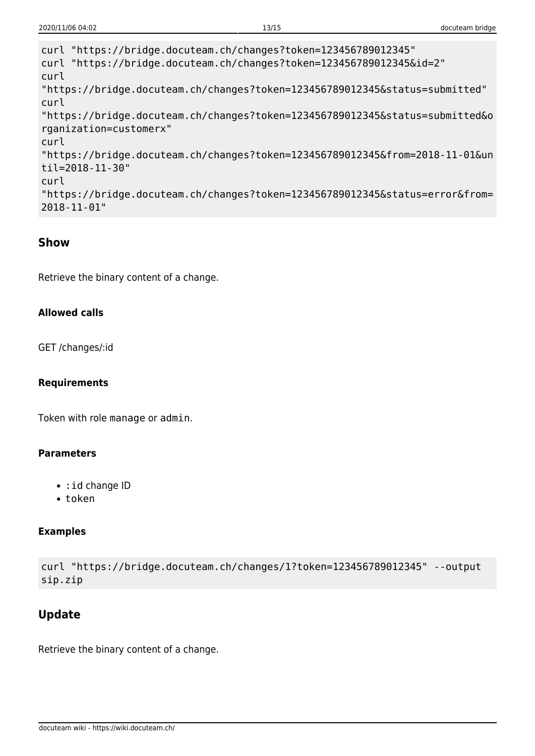```
curl "https://bridge.docuteam.ch/changes?token=123456789012345"
curl "https://bridge.docuteam.ch/changes?token=123456789012345&id=2"
curl
"https://bridge.docuteam.ch/changes?token=123456789012345&status=submitted"
curl
"https://bridge.docuteam.ch/changes?token=123456789012345&status=submitted&organization=customerx"
curl
"https://bridge.docuteam.ch/changes?token=123456789012345&from=2018-11-01&until=2018-11-30"
curl
"https://bridge.docuteam.ch/changes?token=123456789012345&status=error&from=2018-11-01"
```

### Show

Retrieve the binary content of a change.

#### Allowed calls

GET /changes/:id

#### Requirements

Token with role `manage` or `admin`.

#### Parameters

- `:id` change ID
- `token`

#### Examples

```
curl "https://bridge.docuteam.ch/changes/1?token=123456789012345" --output sip.zip
```

### Update

Retrieve the binary content of a change.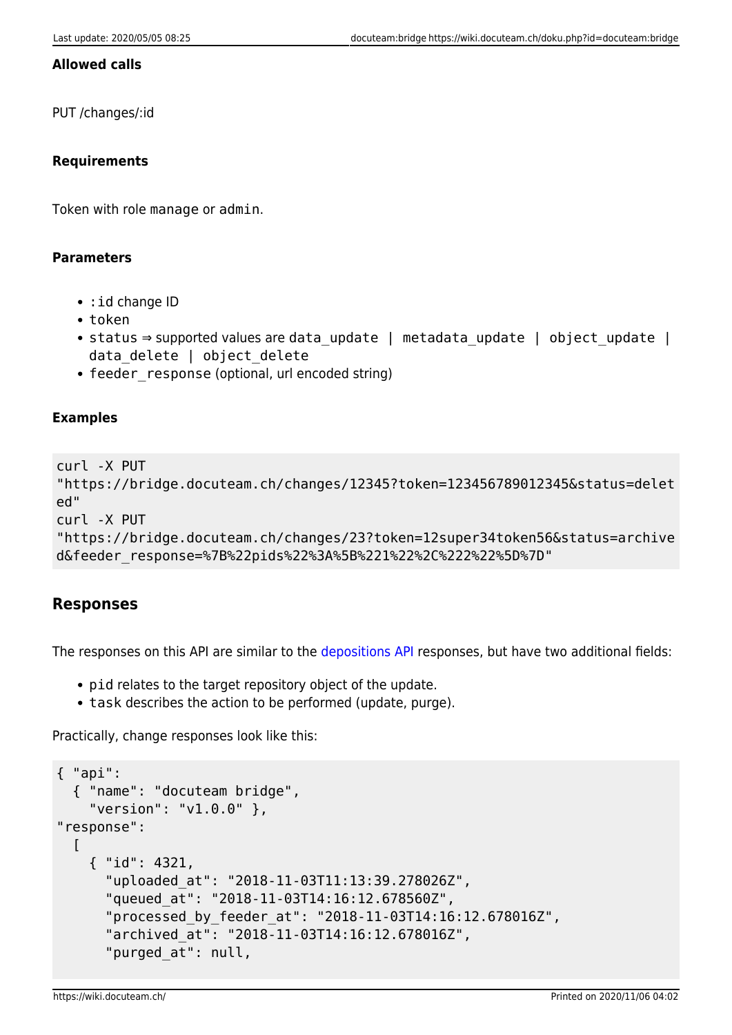**Allowed calls**

PUT /changes/:id

**Requirements**

Token with role `manage` or `admin`.

**Parameters**

- `:id` change ID
- `token`
- `status` ⇒ supported values are `data_update | metadata_update | object_update | data_delete | object_delete`
- `feeder_response` (optional, url encoded string)

**Examples**

```
curl -X PUT
"https://bridge.docuteam.ch/changes/12345?token=123456789012345&status=deleted"
curl -X PUT
"https://bridge.docuteam.ch/changes/23?token=12super34token56&status=archived&feeder_response=%7B%22pids%22%3A%5B%221%22%2C%222%22%5D%7D"
```

## Responses

The responses on this API are similar to the depositions API responses, but have two additional fields:

- `pid` relates to the target repository object of the update.
- `task` describes the action to be performed (update, purge).

Practically, change responses look like this:

```
{ "api":
  { "name": "docuteam bridge",
    "version": "v1.0.0" },
"response":
  [
    { "id": 4321,
      "uploaded_at": "2018-11-03T11:13:39.278026Z",
      "queued_at": "2018-11-03T14:16:12.678560Z",
      "processed_by_feeder_at": "2018-11-03T14:16:12.678016Z",
      "archived_at": "2018-11-03T14:16:12.678016Z",
      "purged_at": null,
```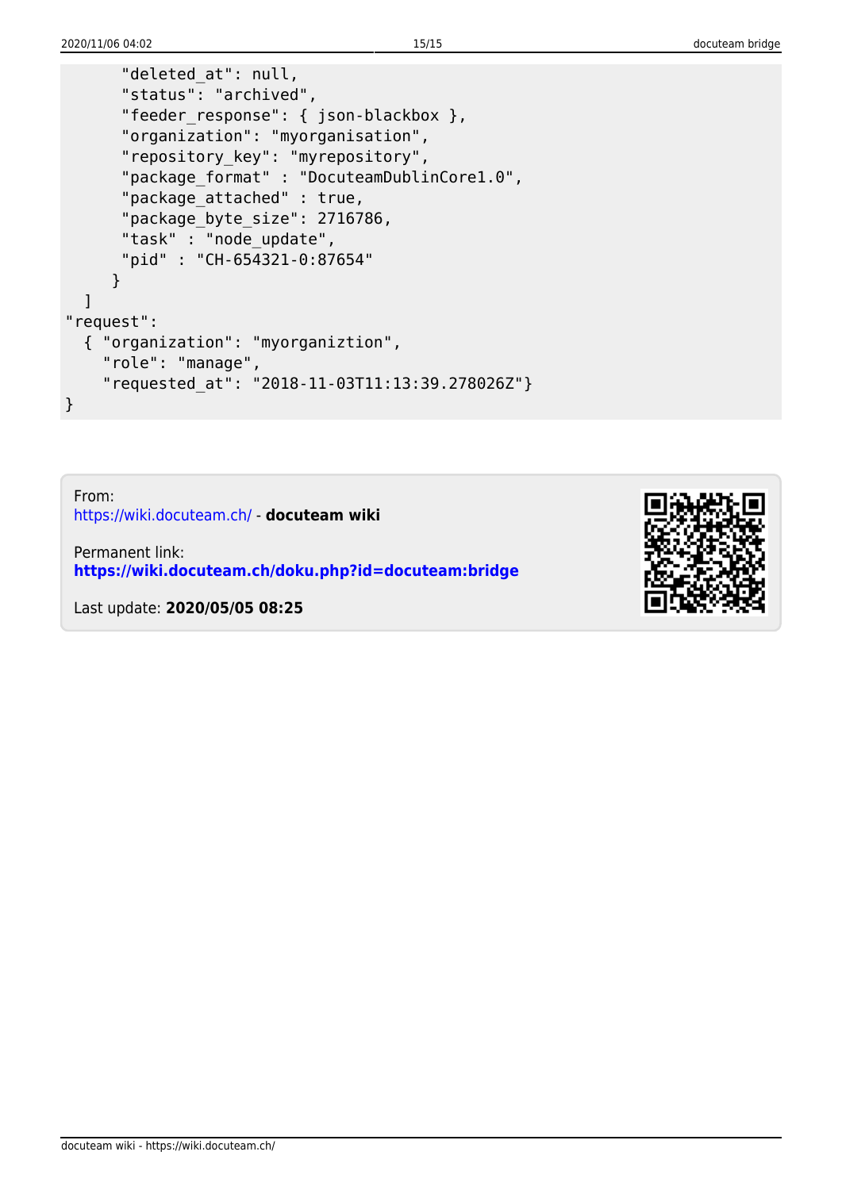```
      "deleted_at": null,
      "status": "archived",
      "feeder_response": { json-blackbox },
      "organization": "myorganisation",
      "repository_key": "myrepository",
      "package_format" : "DocuteamDublinCore1.0",
      "package_attached" : true,
      "package_byte_size": 2716786,
      "task" : "node_update",
      "pid" : "CH-654321-0:87654"
     }
  ]
"request":
  { "organization": "myorganiztion",
    "role": "manage",
    "requested_at": "2018-11-03T11:13:39.278026Z"}
}
```

From:
https://wiki.docuteam.ch/ - **docuteam wiki**

Permanent link:
**https://wiki.docuteam.ch/doku.php?id=docuteam:bridge**

Last update: **2020/05/05 08:25**